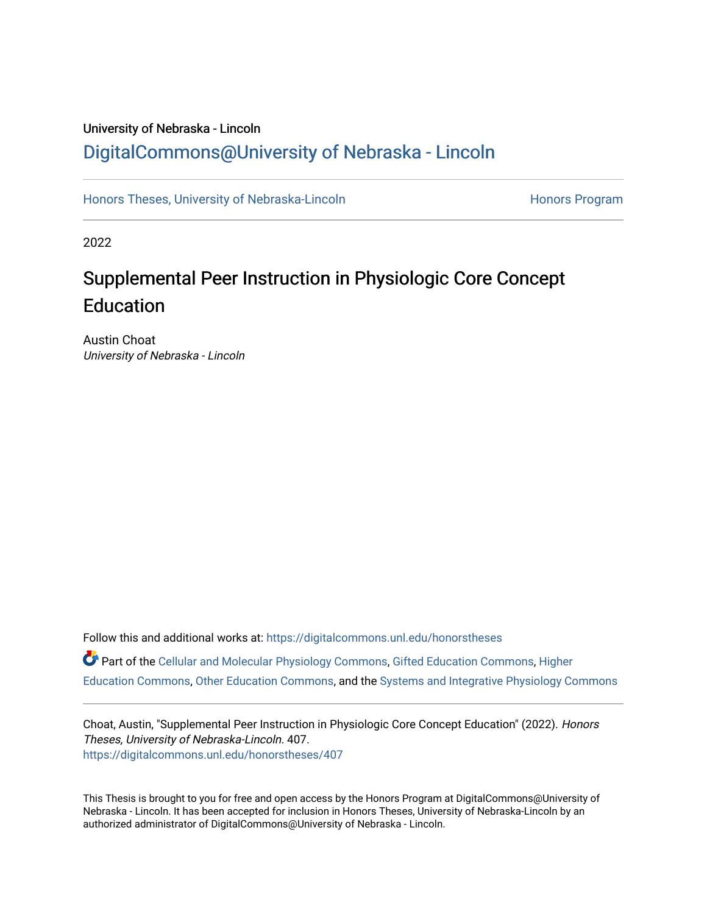University of Nebraska - Lincoln

DigitalCommons@University of Nebraska - Lincoln

Honors Theses, University of Nebraska-Lincoln

Honors Program

2022

# Supplemental Peer Instruction in Physiologic Core Concept Education

Austin Choat
*University of Nebraska - Lincoln*

Follow this and additional works at: https://digitalcommons.unl.edu/honorstheses

Part of the Cellular and Molecular Physiology Commons, Gifted Education Commons, Higher Education Commons, Other Education Commons, and the Systems and Integrative Physiology Commons

Choat, Austin, "Supplemental Peer Instruction in Physiologic Core Concept Education" (2022). *Honors Theses, University of Nebraska-Lincoln*. 407.
https://digitalcommons.unl.edu/honorstheses/407

This Thesis is brought to you for free and open access by the Honors Program at DigitalCommons@University of Nebraska - Lincoln. It has been accepted for inclusion in Honors Theses, University of Nebraska-Lincoln by an authorized administrator of DigitalCommons@University of Nebraska - Lincoln.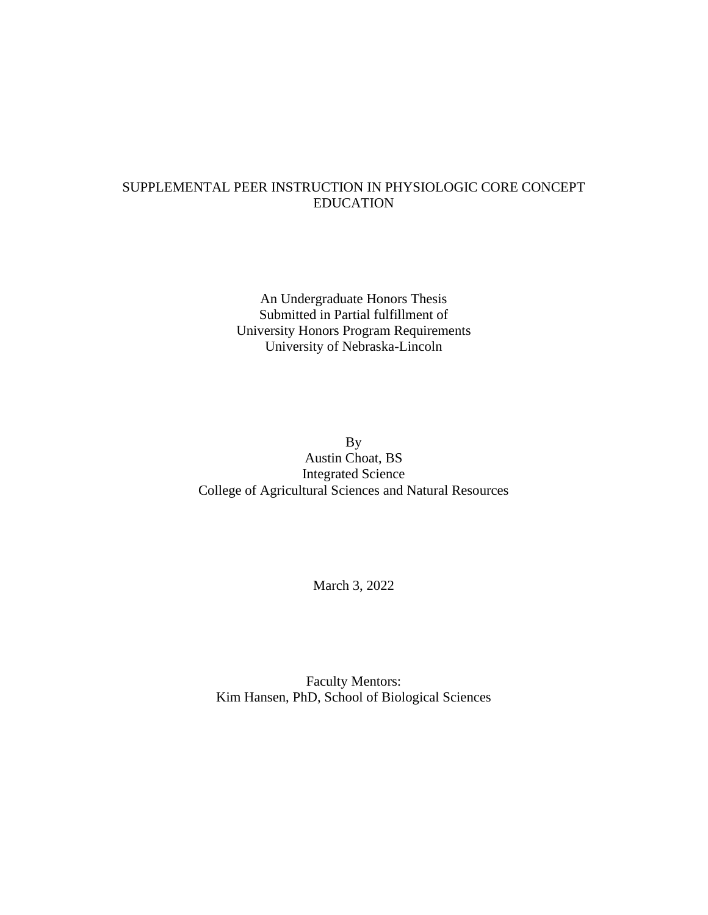# SUPPLEMENTAL PEER INSTRUCTION IN PHYSIOLOGIC CORE CONCEPT EDUCATION

An Undergraduate Honors Thesis
Submitted in Partial fulfillment of
University Honors Program Requirements
University of Nebraska-Lincoln

By
Austin Choat, BS
Integrated Science
College of Agricultural Sciences and Natural Resources

March 3, 2022

Faculty Mentors:
Kim Hansen, PhD, School of Biological Sciences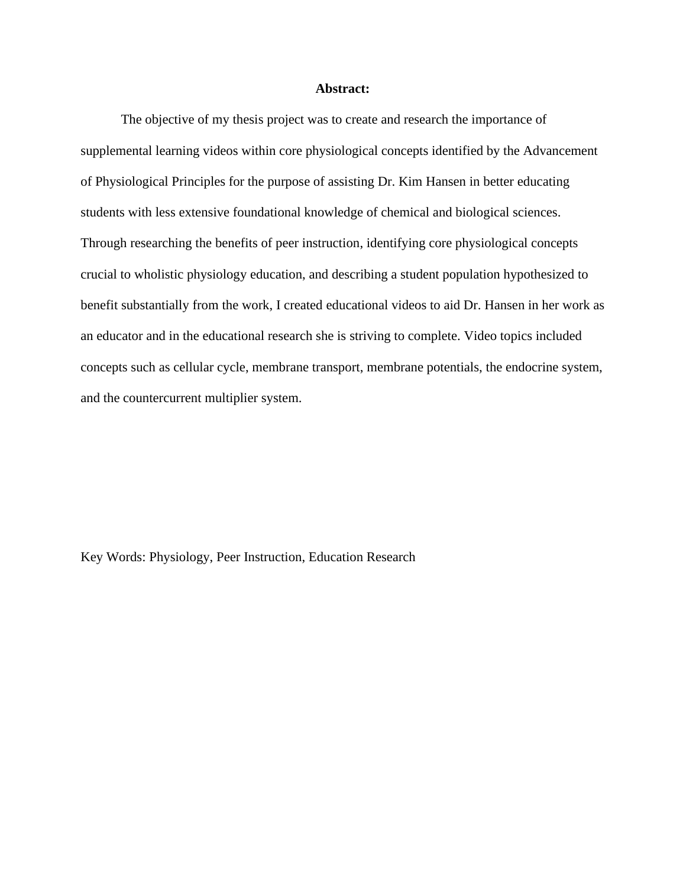**Abstract:**

The objective of my thesis project was to create and research the importance of supplemental learning videos within core physiological concepts identified by the Advancement of Physiological Principles for the purpose of assisting Dr. Kim Hansen in better educating students with less extensive foundational knowledge of chemical and biological sciences. Through researching the benefits of peer instruction, identifying core physiological concepts crucial to wholistic physiology education, and describing a student population hypothesized to benefit substantially from the work, I created educational videos to aid Dr. Hansen in her work as an educator and in the educational research she is striving to complete. Video topics included concepts such as cellular cycle, membrane transport, membrane potentials, the endocrine system, and the countercurrent multiplier system.

Key Words: Physiology, Peer Instruction, Education Research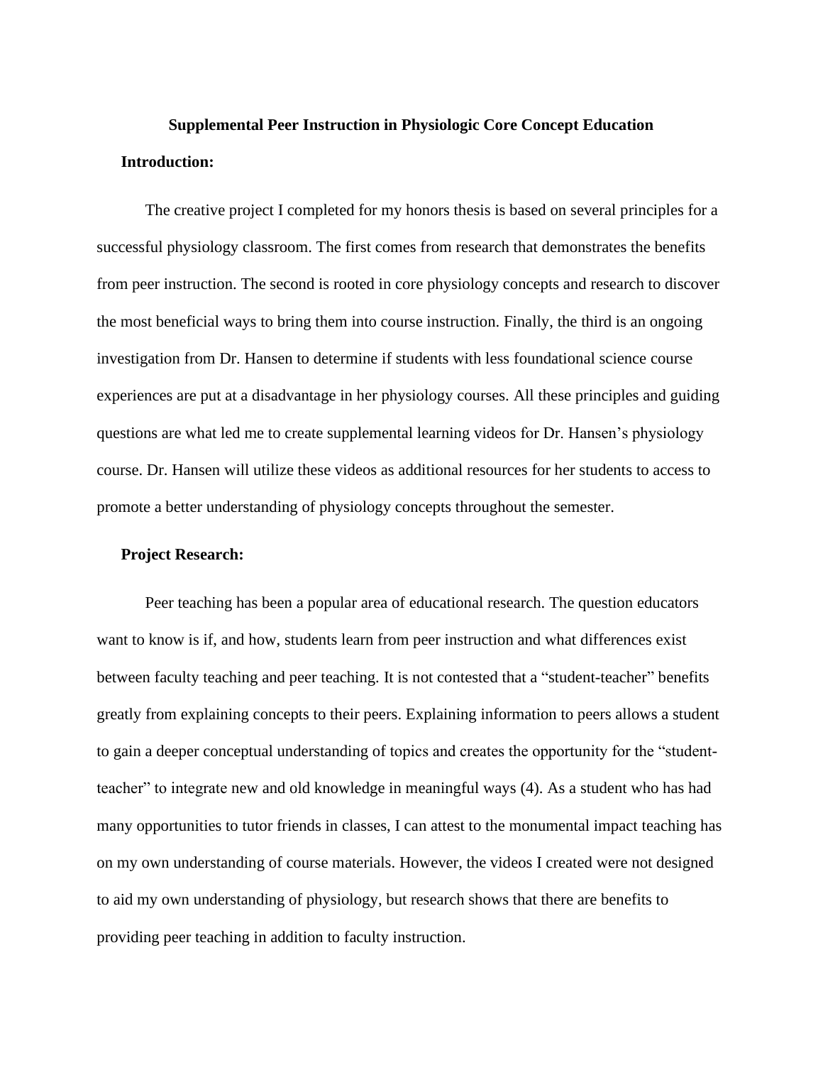# Supplemental Peer Instruction in Physiologic Core Concept Education

## Introduction:

The creative project I completed for my honors thesis is based on several principles for a successful physiology classroom. The first comes from research that demonstrates the benefits from peer instruction. The second is rooted in core physiology concepts and research to discover the most beneficial ways to bring them into course instruction. Finally, the third is an ongoing investigation from Dr. Hansen to determine if students with less foundational science course experiences are put at a disadvantage in her physiology courses. All these principles and guiding questions are what led me to create supplemental learning videos for Dr. Hansen's physiology course. Dr. Hansen will utilize these videos as additional resources for her students to access to promote a better understanding of physiology concepts throughout the semester.

## Project Research:

Peer teaching has been a popular area of educational research. The question educators want to know is if, and how, students learn from peer instruction and what differences exist between faculty teaching and peer teaching. It is not contested that a "student-teacher" benefits greatly from explaining concepts to their peers. Explaining information to peers allows a student to gain a deeper conceptual understanding of topics and creates the opportunity for the "student-teacher" to integrate new and old knowledge in meaningful ways (4). As a student who has had many opportunities to tutor friends in classes, I can attest to the monumental impact teaching has on my own understanding of course materials. However, the videos I created were not designed to aid my own understanding of physiology, but research shows that there are benefits to providing peer teaching in addition to faculty instruction.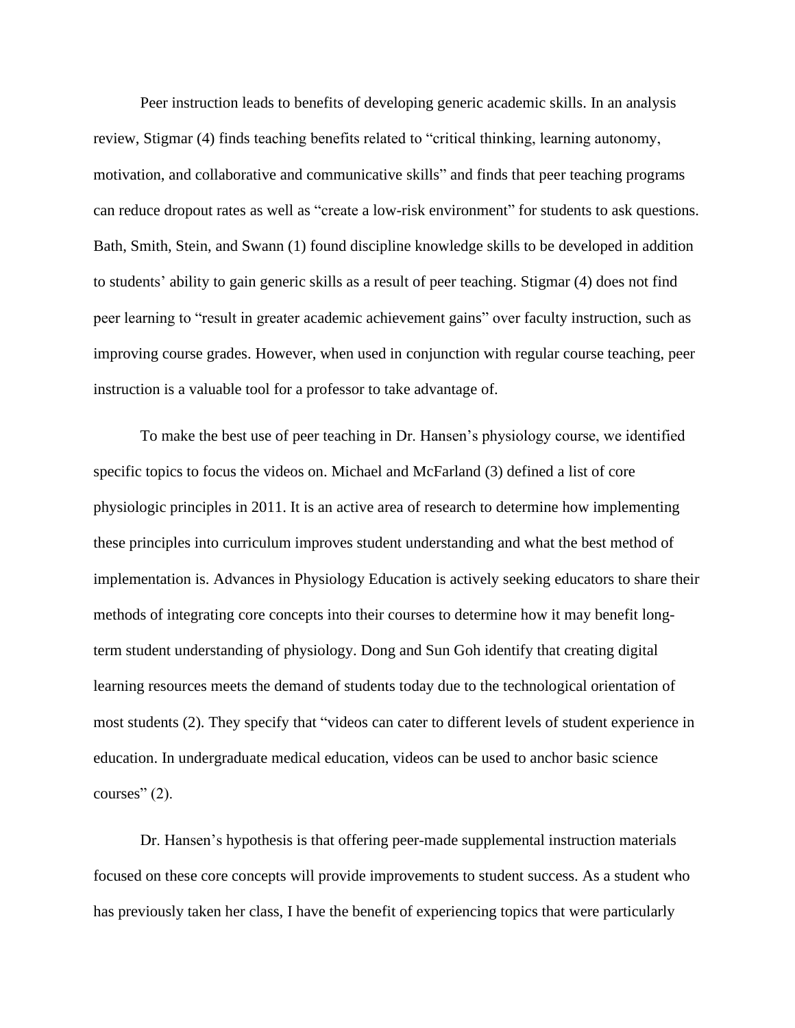Peer instruction leads to benefits of developing generic academic skills. In an analysis review, Stigmar (4) finds teaching benefits related to “critical thinking, learning autonomy, motivation, and collaborative and communicative skills” and finds that peer teaching programs can reduce dropout rates as well as “create a low-risk environment” for students to ask questions. Bath, Smith, Stein, and Swann (1) found discipline knowledge skills to be developed in addition to students’ ability to gain generic skills as a result of peer teaching. Stigmar (4) does not find peer learning to “result in greater academic achievement gains” over faculty instruction, such as improving course grades. However, when used in conjunction with regular course teaching, peer instruction is a valuable tool for a professor to take advantage of.

To make the best use of peer teaching in Dr. Hansen’s physiology course, we identified specific topics to focus the videos on. Michael and McFarland (3) defined a list of core physiologic principles in 2011. It is an active area of research to determine how implementing these principles into curriculum improves student understanding and what the best method of implementation is. Advances in Physiology Education is actively seeking educators to share their methods of integrating core concepts into their courses to determine how it may benefit long-term student understanding of physiology. Dong and Sun Goh identify that creating digital learning resources meets the demand of students today due to the technological orientation of most students (2). They specify that “videos can cater to different levels of student experience in education. In undergraduate medical education, videos can be used to anchor basic science courses” (2).

Dr. Hansen’s hypothesis is that offering peer-made supplemental instruction materials focused on these core concepts will provide improvements to student success. As a student who has previously taken her class, I have the benefit of experiencing topics that were particularly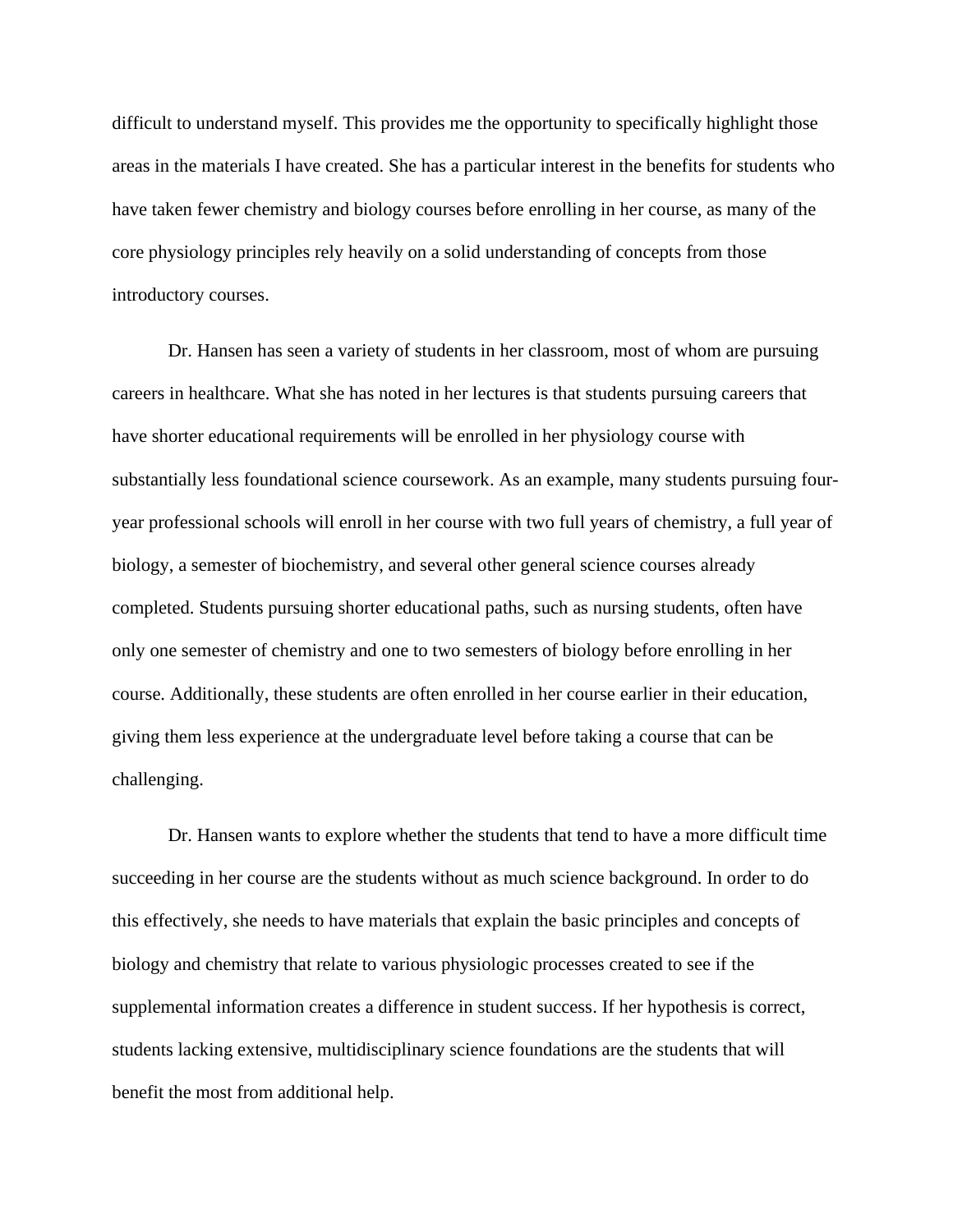difficult to understand myself. This provides me the opportunity to specifically highlight those areas in the materials I have created. She has a particular interest in the benefits for students who have taken fewer chemistry and biology courses before enrolling in her course, as many of the core physiology principles rely heavily on a solid understanding of concepts from those introductory courses.

Dr. Hansen has seen a variety of students in her classroom, most of whom are pursuing careers in healthcare. What she has noted in her lectures is that students pursuing careers that have shorter educational requirements will be enrolled in her physiology course with substantially less foundational science coursework. As an example, many students pursuing four-year professional schools will enroll in her course with two full years of chemistry, a full year of biology, a semester of biochemistry, and several other general science courses already completed. Students pursuing shorter educational paths, such as nursing students, often have only one semester of chemistry and one to two semesters of biology before enrolling in her course. Additionally, these students are often enrolled in her course earlier in their education, giving them less experience at the undergraduate level before taking a course that can be challenging.

Dr. Hansen wants to explore whether the students that tend to have a more difficult time succeeding in her course are the students without as much science background. In order to do this effectively, she needs to have materials that explain the basic principles and concepts of biology and chemistry that relate to various physiologic processes created to see if the supplemental information creates a difference in student success. If her hypothesis is correct, students lacking extensive, multidisciplinary science foundations are the students that will benefit the most from additional help.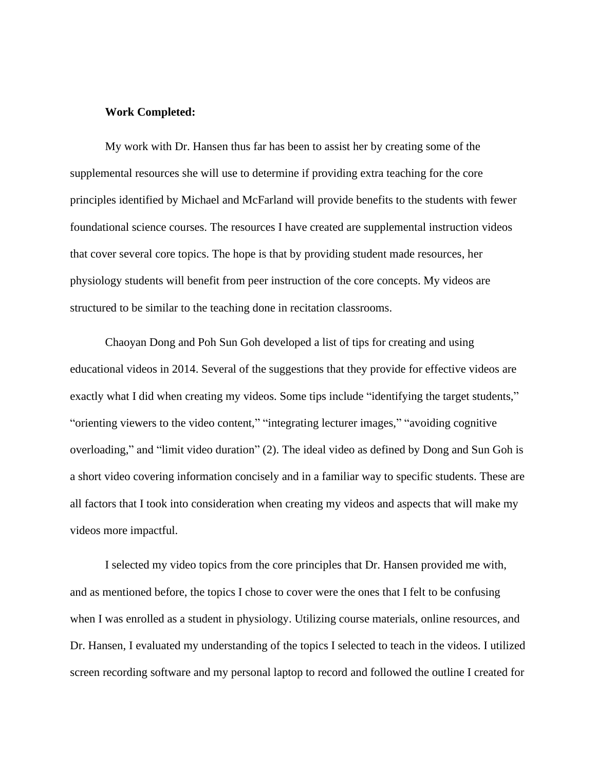**Work Completed:**

My work with Dr. Hansen thus far has been to assist her by creating some of the supplemental resources she will use to determine if providing extra teaching for the core principles identified by Michael and McFarland will provide benefits to the students with fewer foundational science courses. The resources I have created are supplemental instruction videos that cover several core topics. The hope is that by providing student made resources, her physiology students will benefit from peer instruction of the core concepts. My videos are structured to be similar to the teaching done in recitation classrooms.

Chaoyan Dong and Poh Sun Goh developed a list of tips for creating and using educational videos in 2014. Several of the suggestions that they provide for effective videos are exactly what I did when creating my videos. Some tips include "identifying the target students," "orienting viewers to the video content," "integrating lecturer images," "avoiding cognitive overloading," and "limit video duration" (2). The ideal video as defined by Dong and Sun Goh is a short video covering information concisely and in a familiar way to specific students. These are all factors that I took into consideration when creating my videos and aspects that will make my videos more impactful.

I selected my video topics from the core principles that Dr. Hansen provided me with, and as mentioned before, the topics I chose to cover were the ones that I felt to be confusing when I was enrolled as a student in physiology. Utilizing course materials, online resources, and Dr. Hansen, I evaluated my understanding of the topics I selected to teach in the videos. I utilized screen recording software and my personal laptop to record and followed the outline I created for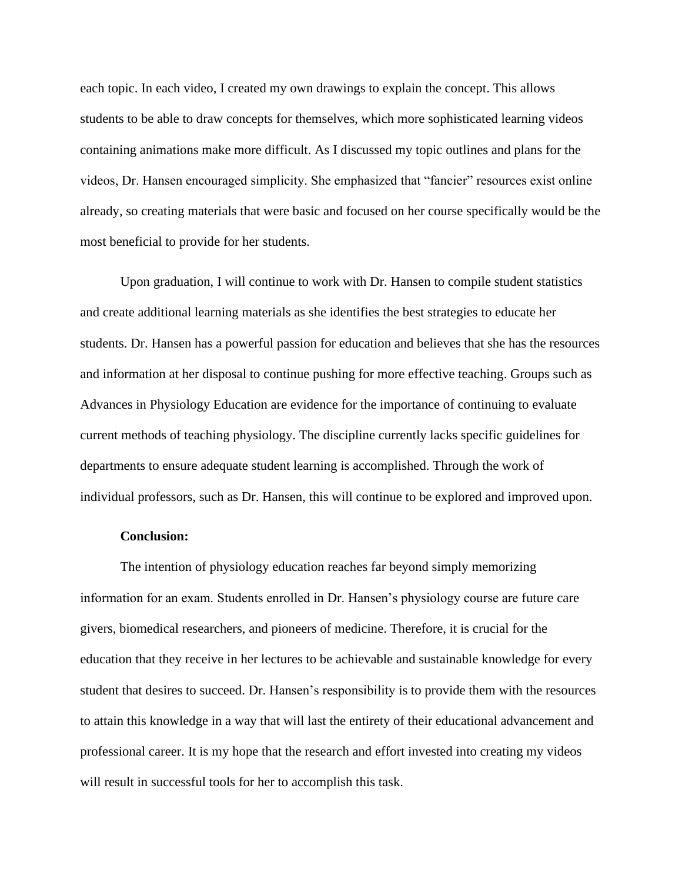each topic. In each video, I created my own drawings to explain the concept. This allows students to be able to draw concepts for themselves, which more sophisticated learning videos containing animations make more difficult. As I discussed my topic outlines and plans for the videos, Dr. Hansen encouraged simplicity. She emphasized that “fancier” resources exist online already, so creating materials that were basic and focused on her course specifically would be the most beneficial to provide for her students.

Upon graduation, I will continue to work with Dr. Hansen to compile student statistics and create additional learning materials as she identifies the best strategies to educate her students. Dr. Hansen has a powerful passion for education and believes that she has the resources and information at her disposal to continue pushing for more effective teaching. Groups such as Advances in Physiology Education are evidence for the importance of continuing to evaluate current methods of teaching physiology. The discipline currently lacks specific guidelines for departments to ensure adequate student learning is accomplished. Through the work of individual professors, such as Dr. Hansen, this will continue to be explored and improved upon.

**Conclusion:**

The intention of physiology education reaches far beyond simply memorizing information for an exam. Students enrolled in Dr. Hansen’s physiology course are future care givers, biomedical researchers, and pioneers of medicine. Therefore, it is crucial for the education that they receive in her lectures to be achievable and sustainable knowledge for every student that desires to succeed. Dr. Hansen’s responsibility is to provide them with the resources to attain this knowledge in a way that will last the entirety of their educational advancement and professional career. It is my hope that the research and effort invested into creating my videos will result in successful tools for her to accomplish this task.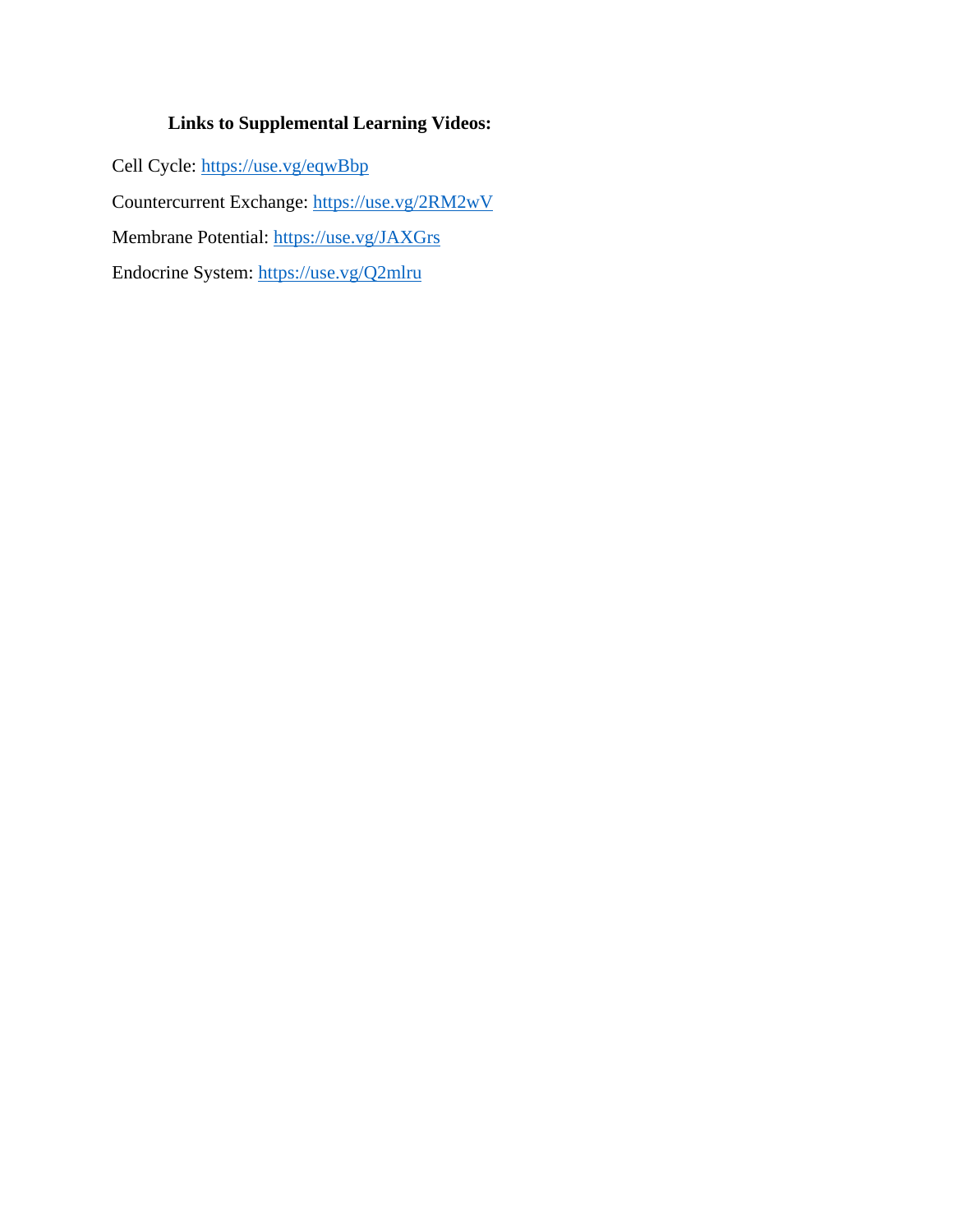**Links to Supplemental Learning Videos:**

Cell Cycle: https://use.vg/eqwBbp

Countercurrent Exchange: https://use.vg/2RM2wV

Membrane Potential: https://use.vg/JAXGrs

Endocrine System: https://use.vg/Q2mlru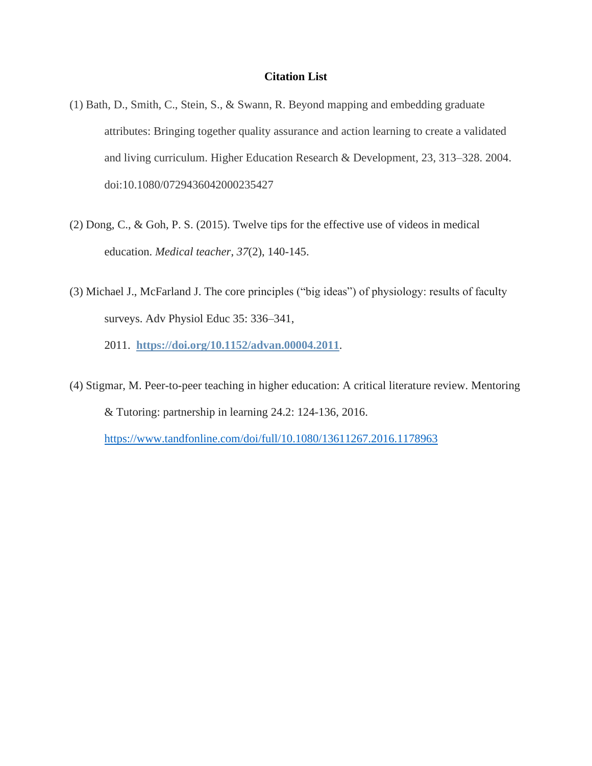**Citation List**

(1) Bath, D., Smith, C., Stein, S., & Swann, R. Beyond mapping and embedding graduate attributes: Bringing together quality assurance and action learning to create a validated and living curriculum. Higher Education Research & Development, 23, 313–328. 2004. doi:10.1080/0729436042000235427

(2) Dong, C., & Goh, P. S. (2015). Twelve tips for the effective use of videos in medical education. *Medical teacher*, *37*(2), 140-145.

(3) Michael J., McFarland J. The core principles ("big ideas") of physiology: results of faculty surveys. Adv Physiol Educ 35: 336–341, 2011. **https://doi.org/10.1152/advan.00004.2011**.

(4) Stigmar, M. Peer-to-peer teaching in higher education: A critical literature review. Mentoring & Tutoring: partnership in learning 24.2: 124-136, 2016. https://www.tandfonline.com/doi/full/10.1080/13611267.2016.1178963